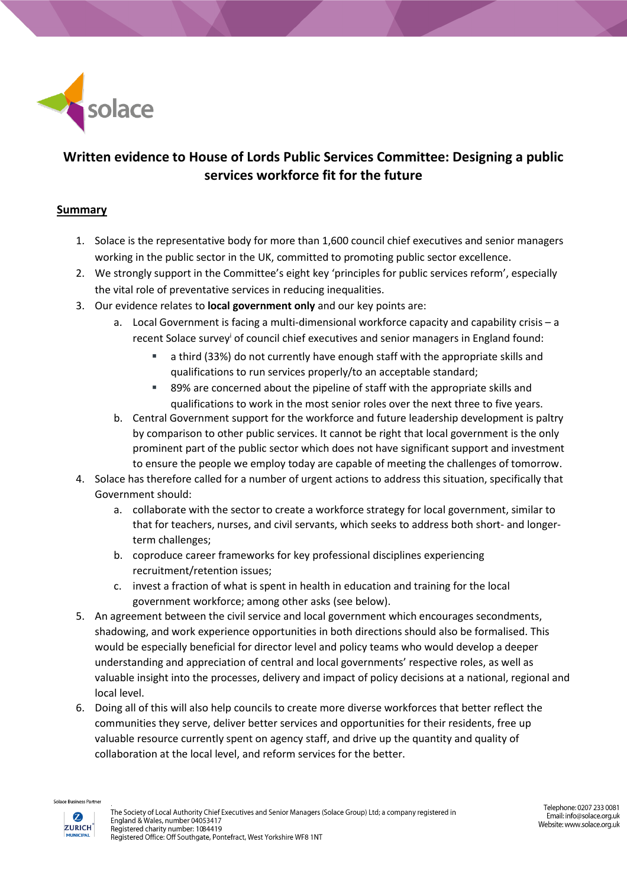# Written evidence to House of Lords Public Services Committee: Designing a public services workforce fit for the future

## Summary

1. Solace is the representative body for more than 1,600 council chief executives and senior managers working in the public sector in the UK, committed to promoting public sector excellence.
2. We strongly support in the Committee's eight key 'principles for public services reform', especially the vital role of preventative services in reducing inequalities.
3. Our evidence relates to **local government only** and our key points are:
    a. Local Government is facing a multi-dimensional workforce capacity and capability crisis – a recent Solace survey[i] of council chief executives and senior managers in England found:
        - a third (33%) do not currently have enough staff with the appropriate skills and qualifications to run services properly/to an acceptable standard;
        - 89% are concerned about the pipeline of staff with the appropriate skills and qualifications to work in the most senior roles over the next three to five years.

    b. Central Government support for the workforce and future leadership development is paltry by comparison to other public services. It cannot be right that local government is the only prominent part of the public sector which does not have significant support and investment to ensure the people we employ today are capable of meeting the challenges of tomorrow.
4. Solace has therefore called for a number of urgent actions to address this situation, specifically that Government should:
    a. collaborate with the sector to create a workforce strategy for local government, similar to that for teachers, nurses, and civil servants, which seeks to address both short- and longer-term challenges;
    b. coproduce career frameworks for key professional disciplines experiencing recruitment/retention issues;
    c. invest a fraction of what is spent in health in education and training for the local government workforce; among other asks (see below).
5. An agreement between the civil service and local government which encourages secondments, shadowing, and work experience opportunities in both directions should also be formalised. This would be especially beneficial for director level and policy teams who would develop a deeper understanding and appreciation of central and local governments' respective roles, as well as valuable insight into the processes, delivery and impact of policy decisions at a national, regional and local level.
6. Doing all of this will also help councils to create more diverse workforces that better reflect the communities they serve, deliver better services and opportunities for their residents, free up valuable resource currently spent on agency staff, and drive up the quantity and quality of collaboration at the local level, and reform services for the better.

Solace Business Partner

The Society of Local Authority Chief Executives and Senior Managers (Solace Group) Ltd; a company registered in England & Wales, number 04053417
Registered charity number: 1084419
Registered Office: Off Southgate, Pontefract, West Yorkshire WF8 1NT

Telephone: 0207 233 0081
Email: info@solace.org.uk
Website: www.solace.org.uk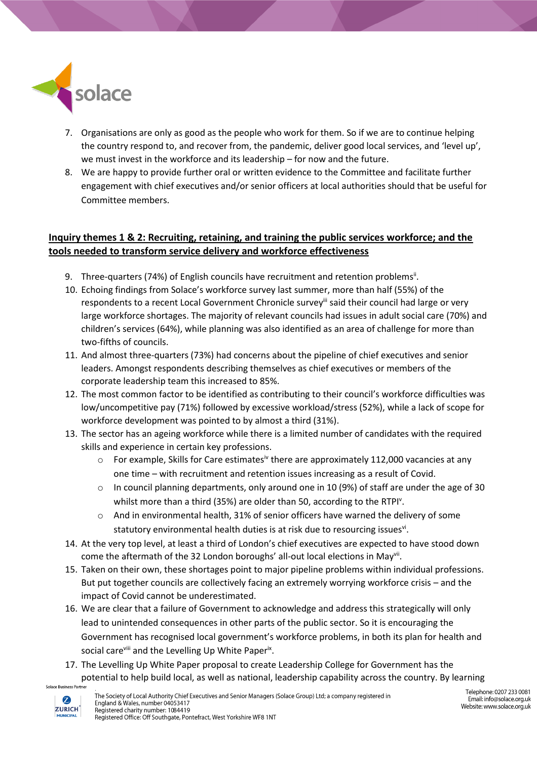7. Organisations are only as good as the people who work for them. So if we are to continue helping the country respond to, and recover from, the pandemic, deliver good local services, and 'level up', we must invest in the workforce and its leadership – for now and the future.
8. We are happy to provide further oral or written evidence to the Committee and facilitate further engagement with chief executives and/or senior officers at local authorities should that be useful for Committee members.

## Inquiry themes 1 & 2: Recruiting, retaining, and training the public services workforce; and the tools needed to transform service delivery and workforce effectiveness

9. Three-quarters (74%) of English councils have recruitment and retention problems[ii].
10. Echoing findings from Solace's workforce survey last summer, more than half (55%) of the respondents to a recent Local Government Chronicle survey[iii] said their council had large or very large workforce shortages. The majority of relevant councils had issues in adult social care (70%) and children's services (64%), while planning was also identified as an area of challenge for more than two-fifths of councils.
11. And almost three-quarters (73%) had concerns about the pipeline of chief executives and senior leaders. Amongst respondents describing themselves as chief executives or members of the corporate leadership team this increased to 85%.
12. The most common factor to be identified as contributing to their council's workforce difficulties was low/uncompetitive pay (71%) followed by excessive workload/stress (52%), while a lack of scope for workforce development was pointed to by almost a third (31%).
13. The sector has an ageing workforce while there is a limited number of candidates with the required skills and experience in certain key professions.
    - For example, Skills for Care estimates[iv] there are approximately 112,000 vacancies at any one time – with recruitment and retention issues increasing as a result of Covid.
    - In council planning departments, only around one in 10 (9%) of staff are under the age of 30 whilst more than a third (35%) are older than 50, according to the RTPI[v].
    - And in environmental health, 31% of senior officers have warned the delivery of some statutory environmental health duties is at risk due to resourcing issues[vi].
14. At the very top level, at least a third of London's chief executives are expected to have stood down come the aftermath of the 32 London boroughs' all-out local elections in May[vii].
15. Taken on their own, these shortages point to major pipeline problems within individual professions. But put together councils are collectively facing an extremely worrying workforce crisis – and the impact of Covid cannot be underestimated.
16. We are clear that a failure of Government to acknowledge and address this strategically will only lead to unintended consequences in other parts of the public sector. So it is encouraging the Government has recognised local government's workforce problems, in both its plan for health and social care[viii] and the Levelling Up White Paper[ix].
17. The Levelling Up White Paper proposal to create Leadership College for Government has the potential to help build local, as well as national, leadership capability across the country. By learning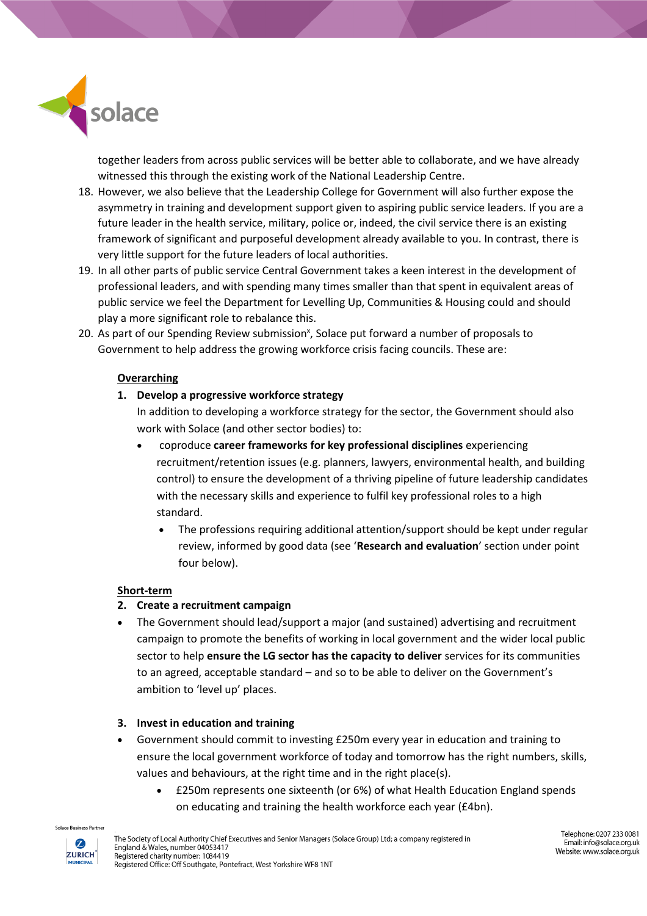together leaders from across public services will be better able to collaborate, and we have already witnessed this through the existing work of the National Leadership Centre.

18. However, we also believe that the Leadership College for Government will also further expose the asymmetry in training and development support given to aspiring public service leaders. If you are a future leader in the health service, military, police or, indeed, the civil service there is an existing framework of significant and purposeful development already available to you. In contrast, there is very little support for the future leaders of local authorities.
19. In all other parts of public service Central Government takes a keen interest in the development of professional leaders, and with spending many times smaller than that spent in equivalent areas of public service we feel the Department for Levelling Up, Communities & Housing could and should play a more significant role to rebalance this.
20. As part of our Spending Review submission[x], Solace put forward a number of proposals to Government to help address the growing workforce crisis facing councils. These are:

<u>**Overarching**</u>

1. **Develop a progressive workforce strategy**

   In addition to developing a workforce strategy for the sector, the Government should also work with Solace (and other sector bodies) to:

   - coproduce **career frameworks for key professional disciplines** experiencing recruitment/retention issues (e.g. planners, lawyers, environmental health, and building control) to ensure the development of a thriving pipeline of future leadership candidates with the necessary skills and experience to fulfil key professional roles to a high standard.
     - The professions requiring additional attention/support should be kept under regular review, informed by good data (see '**Research and evaluation**' section under point four below).

<u>**Short-term**</u>

2. **Create a recruitment campaign**

   - The Government should lead/support a major (and sustained) advertising and recruitment campaign to promote the benefits of working in local government and the wider local public sector to help **ensure the LG sector has the capacity to deliver** services for its communities to an agreed, acceptable standard – and so to be able to deliver on the Government's ambition to 'level up' places.

3. **Invest in education and training**

   - Government should commit to investing £250m every year in education and training to ensure the local government workforce of today and tomorrow has the right numbers, skills, values and behaviours, at the right time and in the right place(s).
     - £250m represents one sixteenth (or 6%) of what Health Education England spends on educating and training the health workforce each year (£4bn).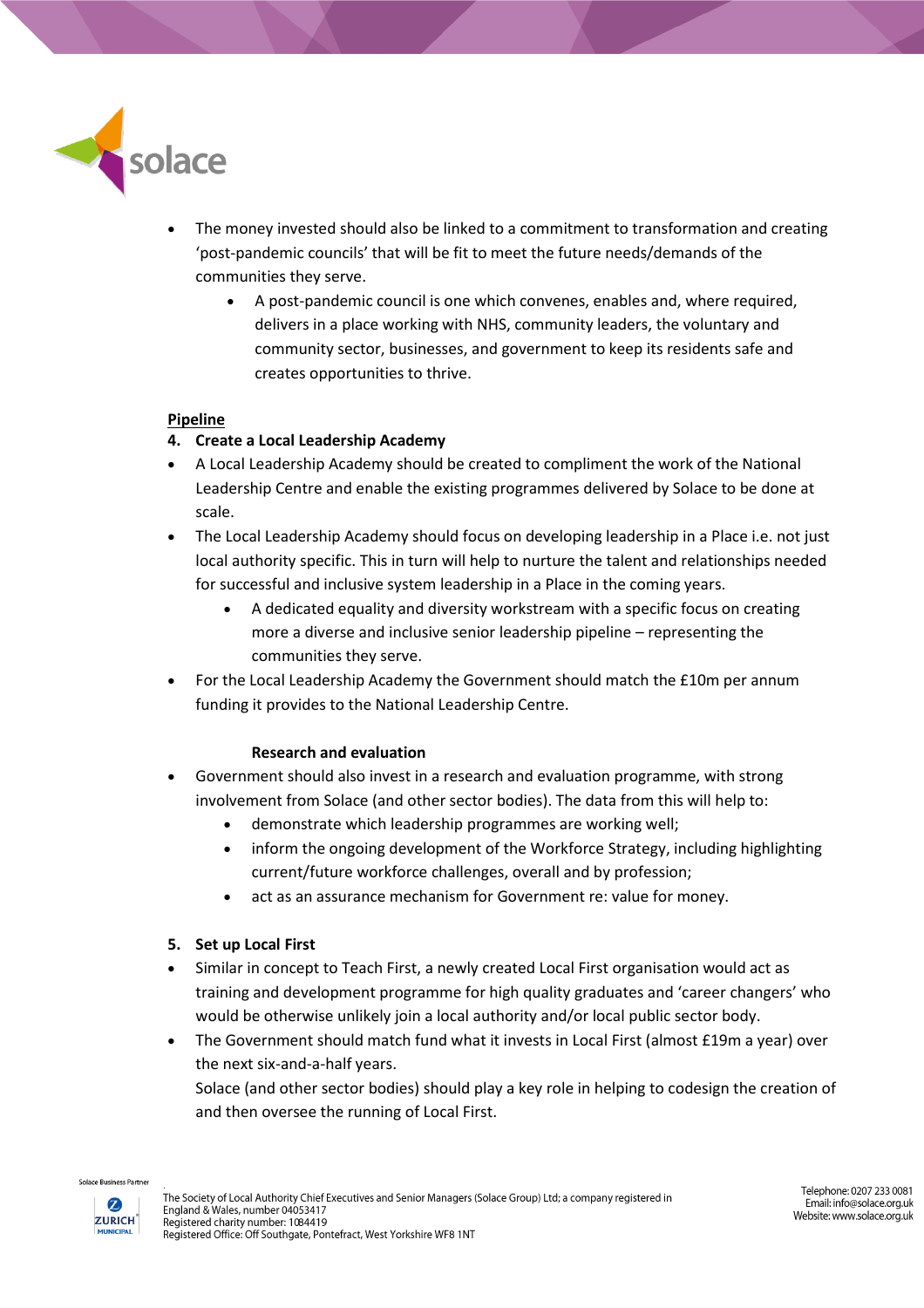- The money invested should also be linked to a commitment to transformation and creating 'post-pandemic councils' that will be fit to meet the future needs/demands of the communities they serve.
    - A post-pandemic council is one which convenes, enables and, where required, delivers in a place working with NHS, community leaders, the voluntary and community sector, businesses, and government to keep its residents safe and creates opportunities to thrive.

**Pipeline**

**4. Create a Local Leadership Academy**

- A Local Leadership Academy should be created to compliment the work of the National Leadership Centre and enable the existing programmes delivered by Solace to be done at scale.
- The Local Leadership Academy should focus on developing leadership in a Place i.e. not just local authority specific. This in turn will help to nurture the talent and relationships needed for successful and inclusive system leadership in a Place in the coming years.
    - A dedicated equality and diversity workstream with a specific focus on creating more a diverse and inclusive senior leadership pipeline – representing the communities they serve.
- For the Local Leadership Academy the Government should match the £10m per annum funding it provides to the National Leadership Centre.

**Research and evaluation**

- Government should also invest in a research and evaluation programme, with strong involvement from Solace (and other sector bodies). The data from this will help to:
    - demonstrate which leadership programmes are working well;
    - inform the ongoing development of the Workforce Strategy, including highlighting current/future workforce challenges, overall and by profession;
    - act as an assurance mechanism for Government re: value for money.

**5. Set up Local First**

- Similar in concept to Teach First, a newly created Local First organisation would act as training and development programme for high quality graduates and 'career changers' who would be otherwise unlikely join a local authority and/or local public sector body.
- The Government should match fund what it invests in Local First (almost £19m a year) over the next six-and-a-half years.
  Solace (and other sector bodies) should play a key role in helping to codesign the creation of and then oversee the running of Local First.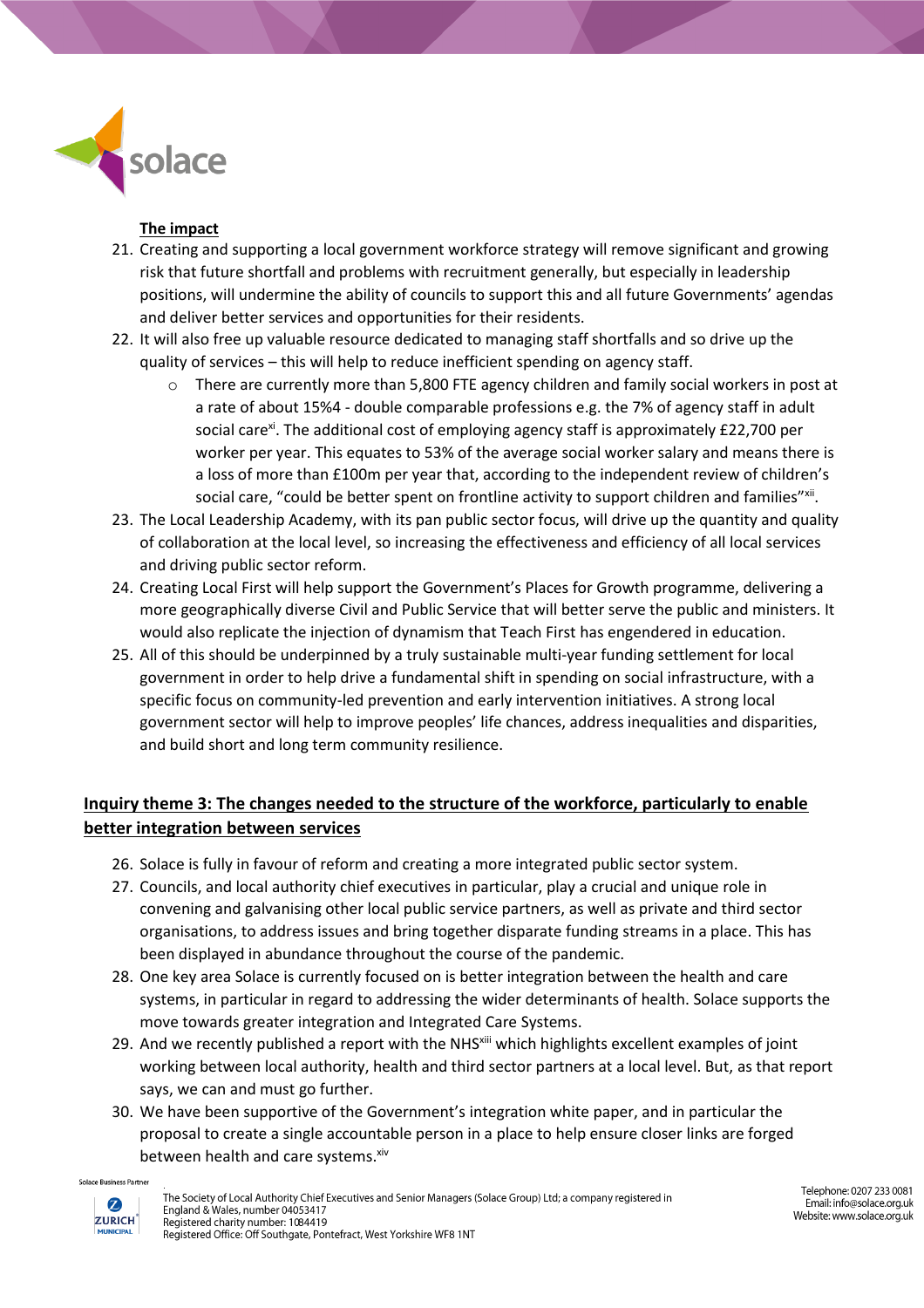**The impact**

21. Creating and supporting a local government workforce strategy will remove significant and growing risk that future shortfall and problems with recruitment generally, but especially in leadership positions, will undermine the ability of councils to support this and all future Governments' agendas and deliver better services and opportunities for their residents.
22. It will also free up valuable resource dedicated to managing staff shortfalls and so drive up the quality of services – this will help to reduce inefficient spending on agency staff.
    - There are currently more than 5,800 FTE agency children and family social workers in post at a rate of about 15%4 - double comparable professions e.g. the 7% of agency staff in adult social care[xi]. The additional cost of employing agency staff is approximately £22,700 per worker per year. This equates to 53% of the average social worker salary and means there is a loss of more than £100m per year that, according to the independent review of children's social care, "could be better spent on frontline activity to support children and families"[xii].
23. The Local Leadership Academy, with its pan public sector focus, will drive up the quantity and quality of collaboration at the local level, so increasing the effectiveness and efficiency of all local services and driving public sector reform.
24. Creating Local First will help support the Government's Places for Growth programme, delivering a more geographically diverse Civil and Public Service that will better serve the public and ministers. It would also replicate the injection of dynamism that Teach First has engendered in education.
25. All of this should be underpinned by a truly sustainable multi-year funding settlement for local government in order to help drive a fundamental shift in spending on social infrastructure, with a specific focus on community-led prevention and early intervention initiatives. A strong local government sector will help to improve peoples' life chances, address inequalities and disparities, and build short and long term community resilience.

## Inquiry theme 3: The changes needed to the structure of the workforce, particularly to enable better integration between services

26. Solace is fully in favour of reform and creating a more integrated public sector system.
27. Councils, and local authority chief executives in particular, play a crucial and unique role in convening and galvanising other local public service partners, as well as private and third sector organisations, to address issues and bring together disparate funding streams in a place. This has been displayed in abundance throughout the course of the pandemic.
28. One key area Solace is currently focused on is better integration between the health and care systems, in particular in regard to addressing the wider determinants of health. Solace supports the move towards greater integration and Integrated Care Systems.
29. And we recently published a report with the NHS[xiii] which highlights excellent examples of joint working between local authority, health and third sector partners at a local level. But, as that report says, we can and must go further.
30. We have been supportive of the Government's integration white paper, and in particular the proposal to create a single accountable person in a place to help ensure closer links are forged between health and care systems.[xiv]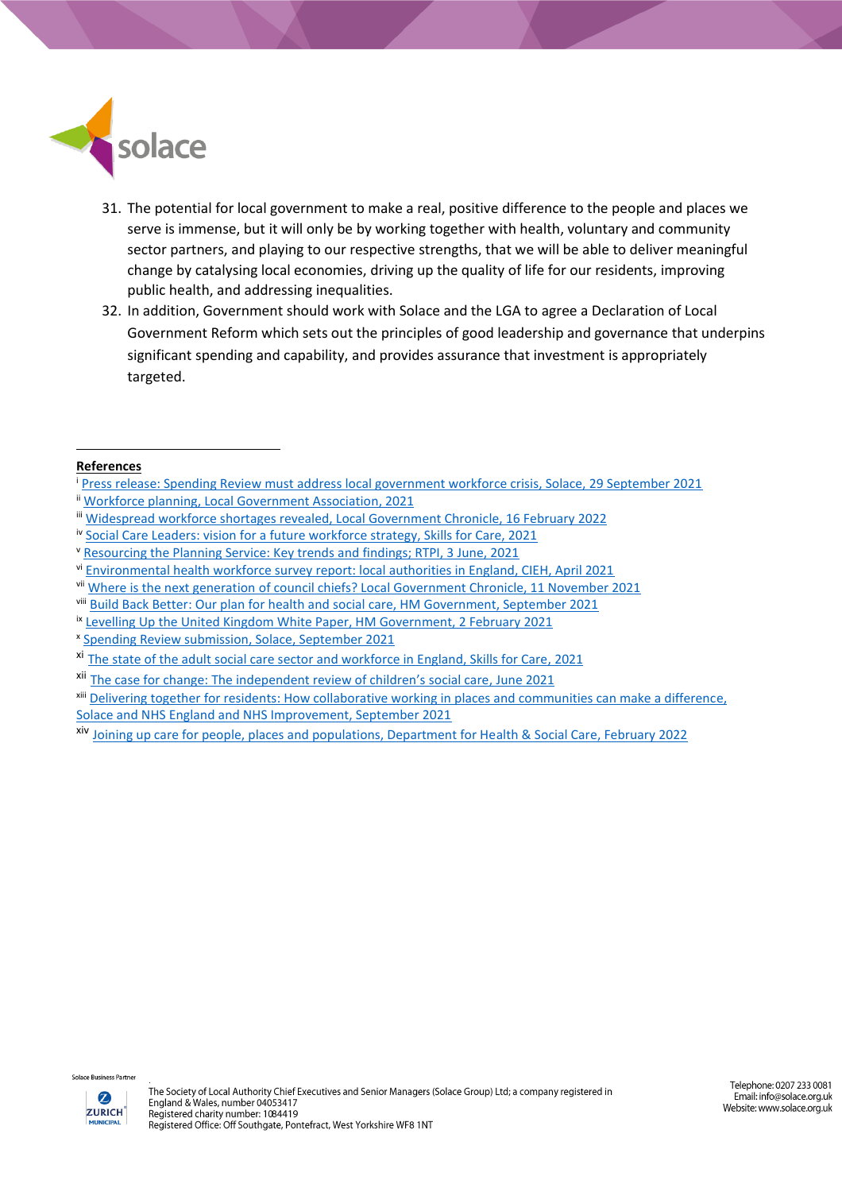31. The potential for local government to make a real, positive difference to the people and places we serve is immense, but it will only be by working together with health, voluntary and community sector partners, and playing to our respective strengths, that we will be able to deliver meaningful change by catalysing local economies, driving up the quality of life for our residents, improving public health, and addressing inequalities.
32. In addition, Government should work with Solace and the LGA to agree a Declaration of Local Government Reform which sets out the principles of good leadership and governance that underpins significant spending and capability, and provides assurance that investment is appropriately targeted.

**References**

[i] Press release: Spending Review must address local government workforce crisis, Solace, 29 September 2021

[ii] Workforce planning, Local Government Association, 2021

[iii] Widespread workforce shortages revealed, Local Government Chronicle, 16 February 2022

[iv] Social Care Leaders: vision for a future workforce strategy, Skills for Care, 2021

[v] Resourcing the Planning Service: Key trends and findings; RTPI, 3 June, 2021

[vi] Environmental health workforce survey report: local authorities in England, CIEH, April 2021

[vii] Where is the next generation of council chiefs? Local Government Chronicle, 11 November 2021

[viii] Build Back Better: Our plan for health and social care, HM Government, September 2021

[ix] Levelling Up the United Kingdom White Paper, HM Government, 2 February 2021

[x] Spending Review submission, Solace, September 2021

[xi] The state of the adult social care sector and workforce in England, Skills for Care, 2021

[xii] The case for change: The independent review of children's social care, June 2021

[xiii] Delivering together for residents: How collaborative working in places and communities can make a difference, Solace and NHS England and NHS Improvement, September 2021

[xiv] Joining up care for people, places and populations, Department for Health & Social Care, February 2022